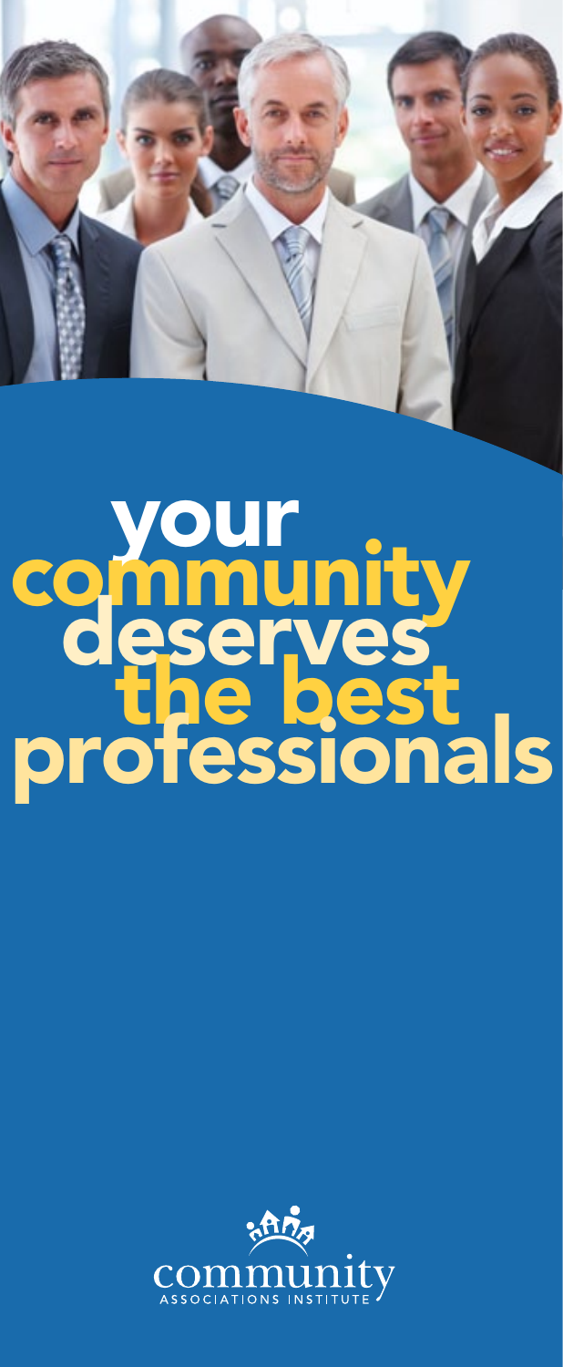# your community deserves the best professionals

community

ASSOCIATIONS INSTITUTE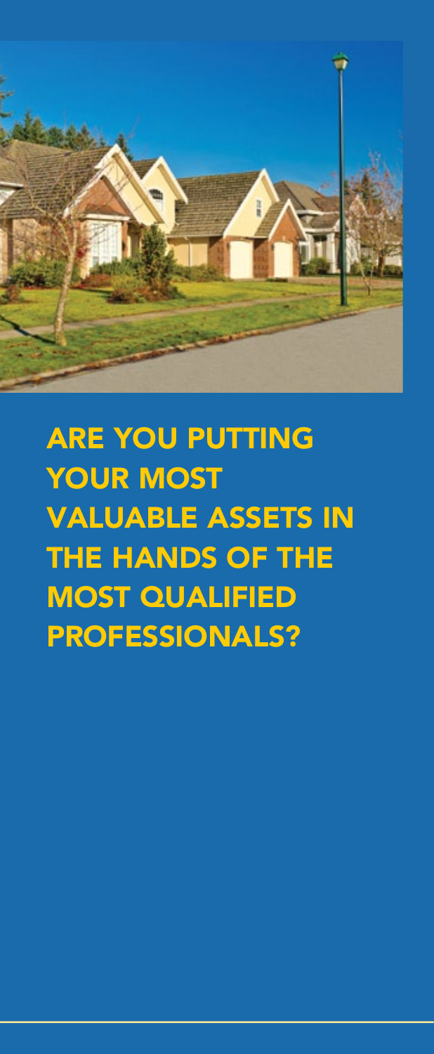# ARE YOU PUTTING YOUR MOST VALUABLE ASSETS IN THE HANDS OF THE MOST QUALIFIED PROFESSIONALS?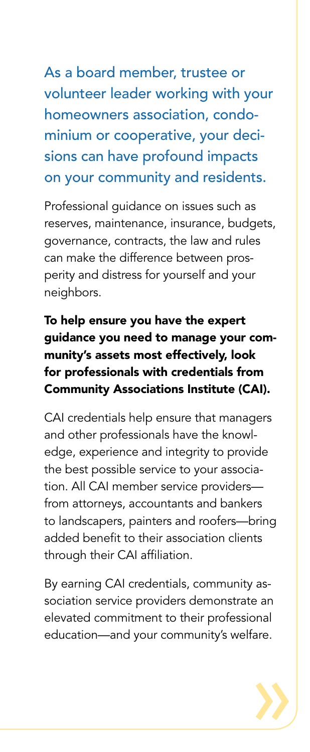## As a board member, trustee or volunteer leader working with your homeowners association, condominium or cooperative, your decisions can have profound impacts on your community and residents.

Professional guidance on issues such as reserves, maintenance, insurance, budgets, governance, contracts, the law and rules can make the difference between prosperity and distress for yourself and your neighbors.

**To help ensure you have the expert guidance you need to manage your community's assets most effectively, look for professionals with credentials from Community Associations Institute (CAI).**

CAI credentials help ensure that managers and other professionals have the knowledge, experience and integrity to provide the best possible service to your association. All CAI member service providers—from attorneys, accountants and bankers to landscapers, painters and roofers—bring added benefit to their association clients through their CAI affiliation.

By earning CAI credentials, community association service providers demonstrate an elevated commitment to their professional education—and your community's welfare.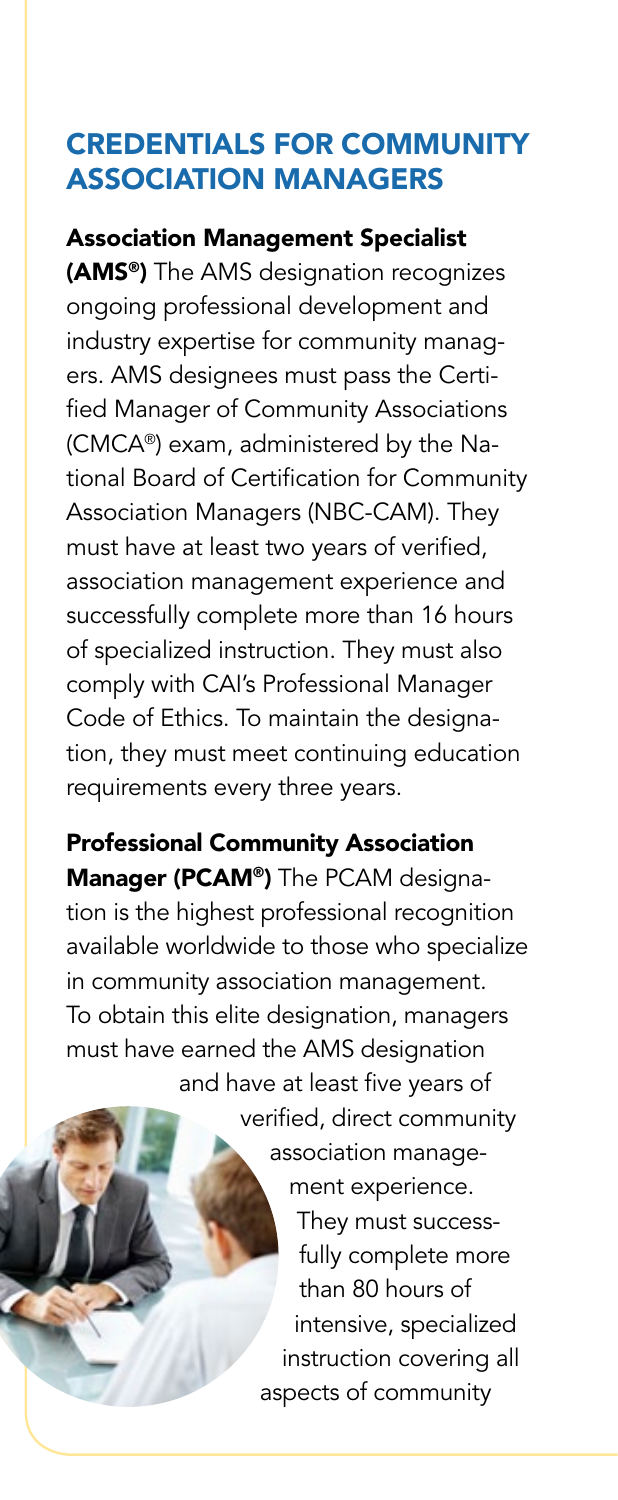## CREDENTIALS FOR COMMUNITY ASSOCIATION MANAGERS

**Association Management Specialist (AMS®)** The AMS designation recognizes ongoing professional development and industry expertise for community managers. AMS designees must pass the Certified Manager of Community Associations (CMCA®) exam, administered by the National Board of Certification for Community Association Managers (NBC-CAM). They must have at least two years of verified, association management experience and successfully complete more than 16 hours of specialized instruction. They must also comply with CAI's Professional Manager Code of Ethics. To maintain the designation, they must meet continuing education requirements every three years.

**Professional Community Association Manager (PCAM®)** The PCAM designation is the highest professional recognition available worldwide to those who specialize in community association management. To obtain this elite designation, managers must have earned the AMS designation and have at least five years of verified, direct community association management experience. They must successfully complete more than 80 hours of intensive, specialized instruction covering all aspects of community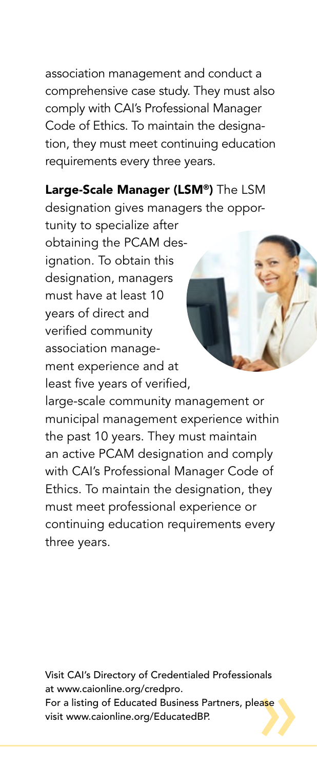association management and conduct a comprehensive case study. They must also comply with CAI's Professional Manager Code of Ethics. To maintain the designation, they must meet continuing education requirements every three years.

**Large-Scale Manager (LSM®)** The LSM designation gives managers the opportunity to specialize after obtaining the PCAM designation. To obtain this designation, managers must have at least 10 years of direct and verified community association management experience and at least five years of verified, large-scale community management or municipal management experience within the past 10 years. They must maintain an active PCAM designation and comply with CAI's Professional Manager Code of Ethics. To maintain the designation, they must meet professional experience or continuing education requirements every three years.

Visit CAI's Directory of Credentialed Professionals at www.caionline.org/credpro.
For a listing of Educated Business Partners, please visit www.caionline.org/EducatedBP.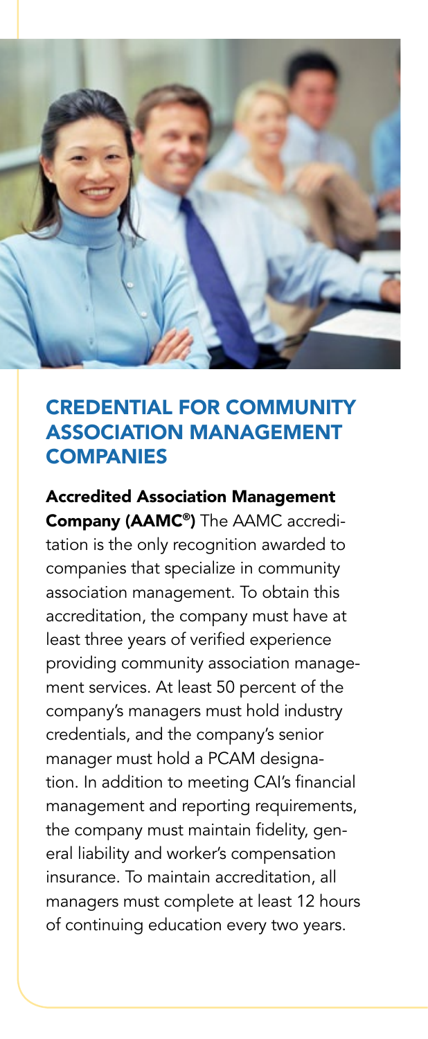## CREDENTIAL FOR COMMUNITY ASSOCIATION MANAGEMENT COMPANIES

**Accredited Association Management Company (AAMC®)** The AAMC accreditation is the only recognition awarded to companies that specialize in community association management. To obtain this accreditation, the company must have at least three years of verified experience providing community association management services. At least 50 percent of the company's managers must hold industry credentials, and the company's senior manager must hold a PCAM designation. In addition to meeting CAI's financial management and reporting requirements, the company must maintain fidelity, general liability and worker's compensation insurance. To maintain accreditation, all managers must complete at least 12 hours of continuing education every two years.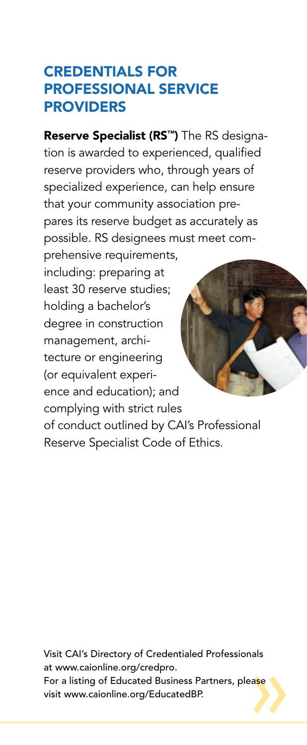## CREDENTIALS FOR PROFESSIONAL SERVICE PROVIDERS

**Reserve Specialist (RS™)** The RS designation is awarded to experienced, qualified reserve providers who, through years of specialized experience, can help ensure that your community association prepares its reserve budget as accurately as possible. RS designees must meet comprehensive requirements, including: preparing at least 30 reserve studies; holding a bachelor's degree in construction management, architecture or engineering (or equivalent experience and education); and complying with strict rules of conduct outlined by CAI's Professional Reserve Specialist Code of Ethics.

Visit CAI's Directory of Credentialed Professionals at www.caionline.org/credpro.
For a listing of Educated Business Partners, please visit www.caionline.org/EducatedBP.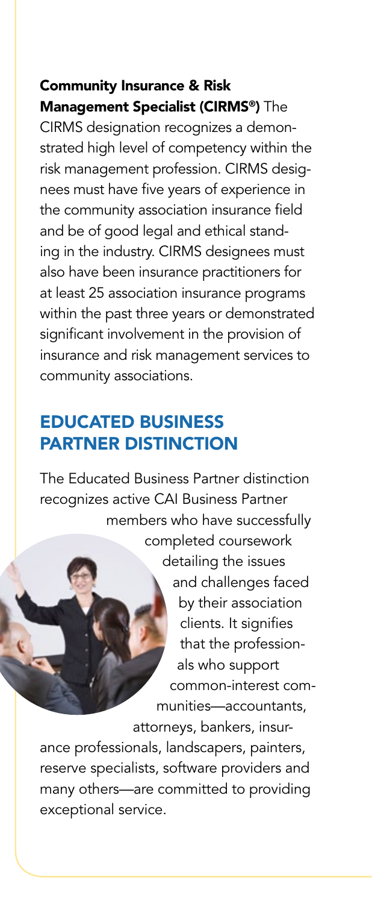**Community Insurance & Risk Management Specialist (CIRMS®)** The CIRMS designation recognizes a demonstrated high level of competency within the risk management profession. CIRMS designees must have five years of experience in the community association insurance field and be of good legal and ethical standing in the industry. CIRMS designees must also have been insurance practitioners for at least 25 association insurance programs within the past three years or demonstrated significant involvement in the provision of insurance and risk management services to community associations.

## EDUCATED BUSINESS PARTNER DISTINCTION

The Educated Business Partner distinction recognizes active CAI Business Partner members who have successfully completed coursework detailing the issues and challenges faced by their association clients. It signifies that the professionals who support common-interest communities—accountants, attorneys, bankers, insurance professionals, landscapers, painters, reserve specialists, software providers and many others—are committed to providing exceptional service.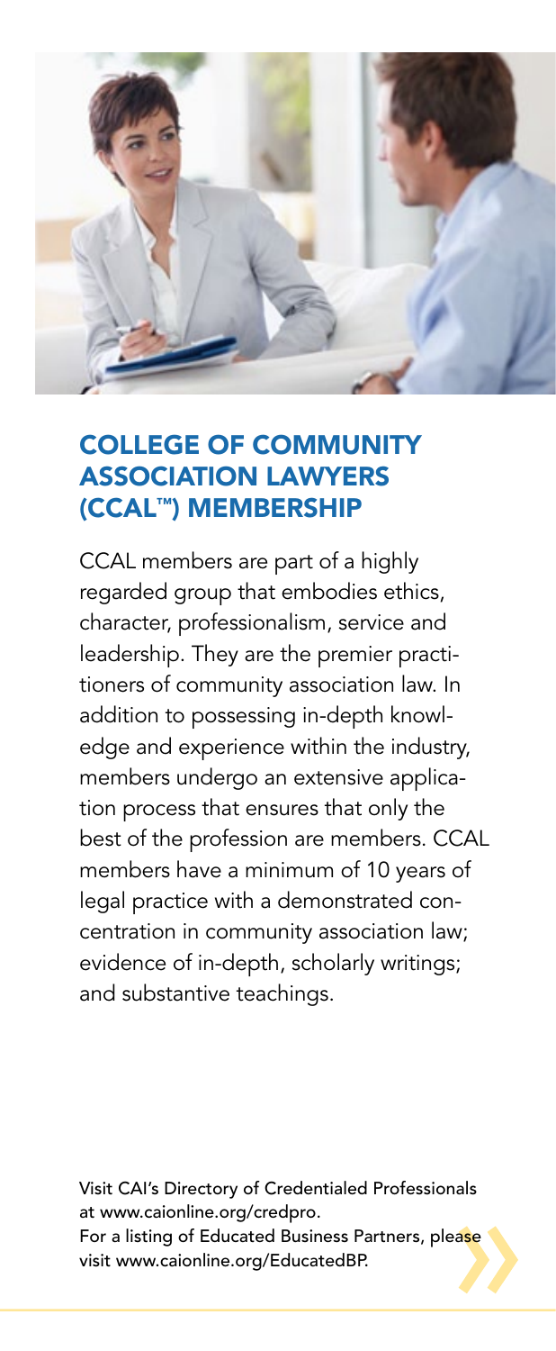## COLLEGE OF COMMUNITY ASSOCIATION LAWYERS (CCAL™) MEMBERSHIP

CCAL members are part of a highly regarded group that embodies ethics, character, professionalism, service and leadership. They are the premier practitioners of community association law. In addition to possessing in-depth knowledge and experience within the industry, members undergo an extensive application process that ensures that only the best of the profession are members. CCAL members have a minimum of 10 years of legal practice with a demonstrated concentration in community association law; evidence of in-depth, scholarly writings; and substantive teachings.

Visit CAI's Directory of Credentialed Professionals at www.caionline.org/credpro.
For a listing of Educated Business Partners, please visit www.caionline.org/EducatedBP.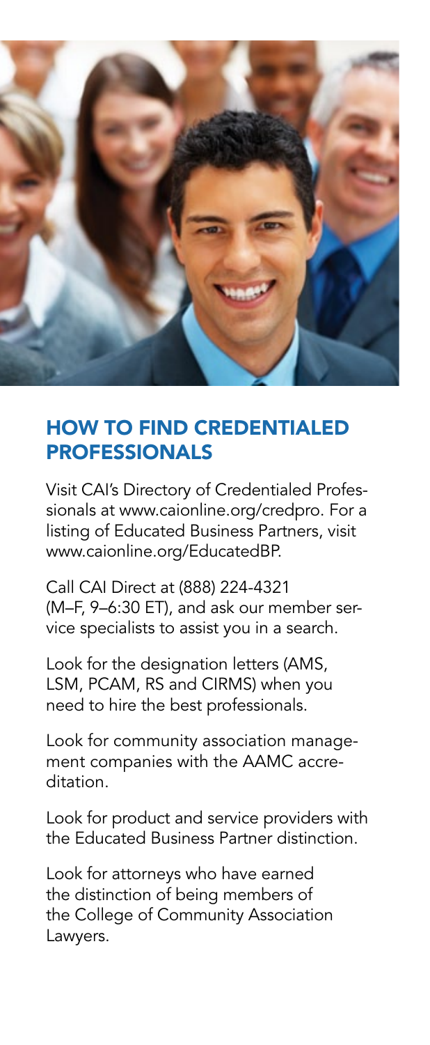## HOW TO FIND CREDENTIALED PROFESSIONALS

Visit CAI's Directory of Credentialed Professionals at www.caionline.org/credpro. For a listing of Educated Business Partners, visit www.caionline.org/EducatedBP.

Call CAI Direct at (888) 224-4321 (M–F, 9–6:30 ET), and ask our member service specialists to assist you in a search.

Look for the designation letters (AMS, LSM, PCAM, RS and CIRMS) when you need to hire the best professionals.

Look for community association management companies with the AAMC accreditation.

Look for product and service providers with the Educated Business Partner distinction.

Look for attorneys who have earned the distinction of being members of the College of Community Association Lawyers.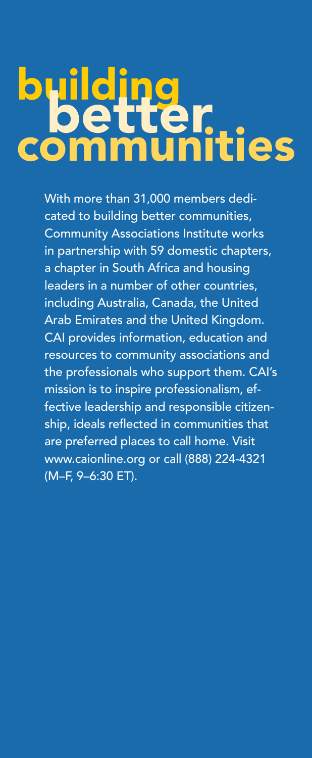# building better communities

With more than 31,000 members dedicated to building better communities, Community Associations Institute works in partnership with 59 domestic chapters, a chapter in South Africa and housing leaders in a number of other countries, including Australia, Canada, the United Arab Emirates and the United Kingdom. CAI provides information, education and resources to community associations and the professionals who support them. CAI's mission is to inspire professionalism, effective leadership and responsible citizenship, ideals reflected in communities that are preferred places to call home. Visit www.caionline.org or call (888) 224-4321 (M–F, 9–6:30 ET).